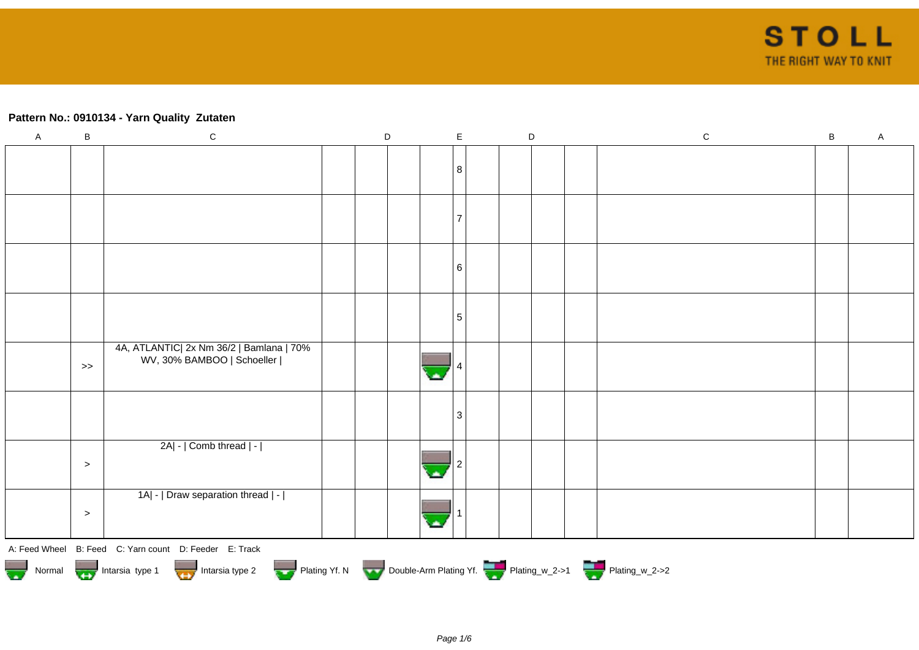**Pattern No.: 0910134 - Yarn Quality  Zutaten**

| A | B | C | D | | | | E | D | | | | C | B | A |
|---|---|---|---|---|---|---|---|---|---|---|---|---|---|---|
| | | | | | | | 8 | | | | | | | |
| | | | | | | | 7 | | | | | | | |
| | | | | | | | 6 | | | | | | | |
| | | | | | | | 5 | | | | | | | |
| | >> | 4A, ATLANTIC\| 2x Nm 36/2 \| Bamlana \| 70% WV, 30% BAMBOO \| Schoeller \| | | | | | 4 | | | | | | | |
| | | | | | | | 3 | | | | | | | |
| | > | 2A\| - \| Comb thread \| - \| | | | | | 2 | | | | | | | |
| | > | 1A\| - \| Draw separation thread \| - \| | | | | | 1 | | | | | | | |

A: Feed Wheel   B: Feed   C: Yarn count   D: Feeder   E: Track

Normal   Intarsia  type 1   Intarsia type 2   Plating Yf. N   Double-Arm Plating Yf.   Plating_w_2->1   Plating_w_2->2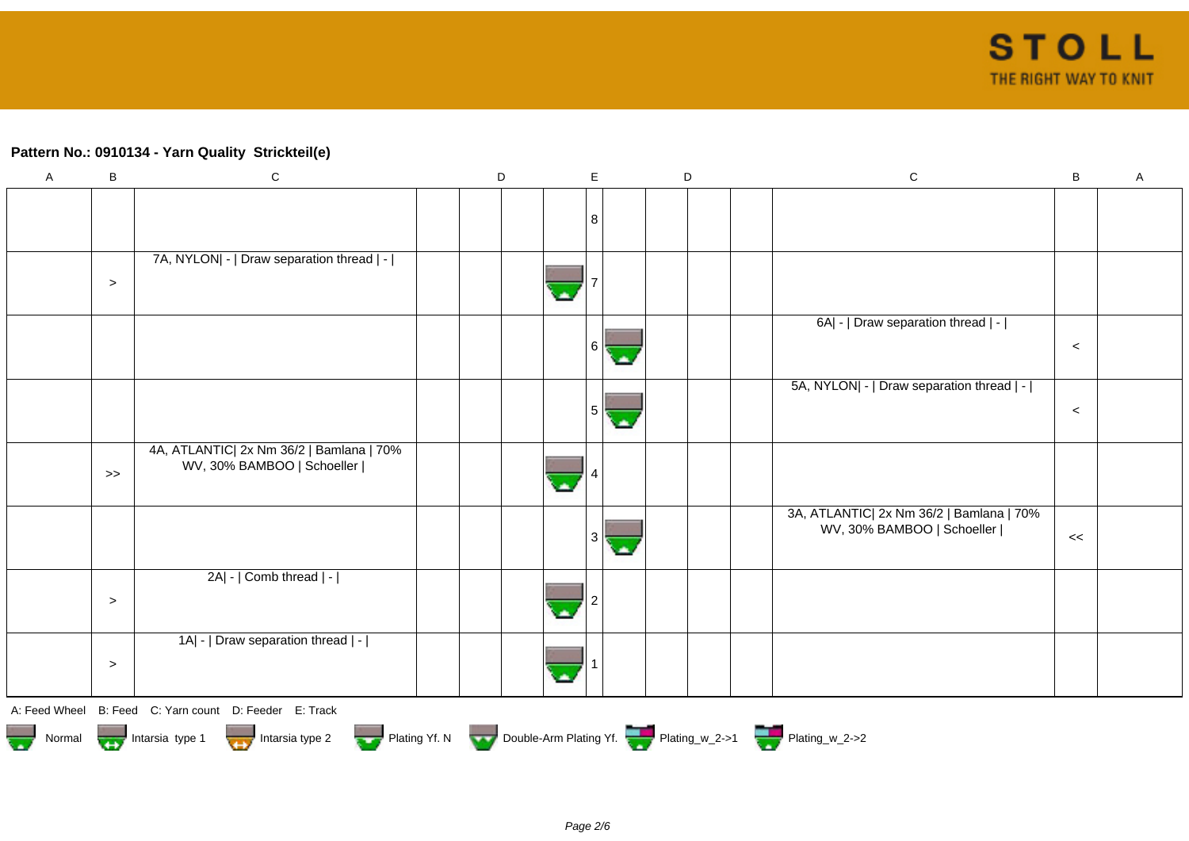## Pattern No.: 0910134 - Yarn Quality  Strickteil(e)

| A | B | C | D | D | D | D | E | D | D | D | D | C | B | A |
|---|---|---|---|---|---|---|---|---|---|---|---|---|---|---|
| | | | | | | | 8 | | | | | | | |
| | > | 7A, NYLON\| - \| Draw separation thread \| - \| | | | | | 7 | | | | | | | |
| | | | | | | | 6 | | | | | 6A\| - \| Draw separation thread \| - \| | < | |
| | | | | | | | 5 | | | | | 5A, NYLON\| - \| Draw separation thread \| - \| | < | |
| | >> | 4A, ATLANTIC\| 2x Nm 36/2 \| Bamlana \| 70% WV, 30% BAMBOO \| Schoeller \| | | | | | 4 | | | | | | | |
| | | | | | | | 3 | | | | | 3A, ATLANTIC\| 2x Nm 36/2 \| Bamlana \| 70% WV, 30% BAMBOO \| Schoeller \| | << | |
| | > | 2A\| - \| Comb thread \| - \| | | | | | 2 | | | | | | | |
| | > | 1A\| - \| Draw separation thread \| - \| | | | | | 1 | | | | | | | |

A: Feed Wheel B: Feed C: Yarn count D: Feeder E: Track

Normal   Intarsia type 1   Intarsia type 2   Plating Yf. N   Double-Arm Plating Yf.   Plating_w_2->1   Plating_w_2->2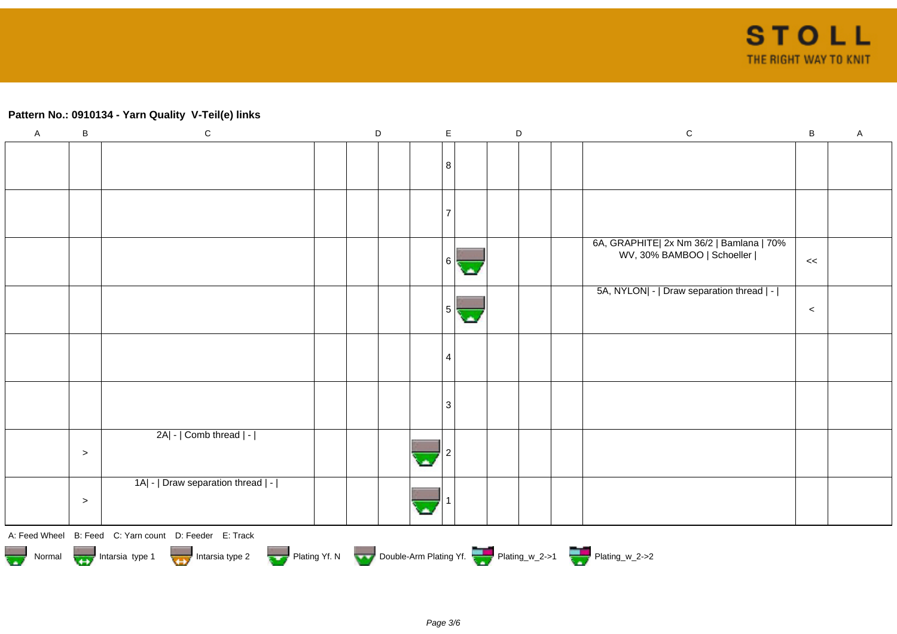**Pattern No.: 0910134 - Yarn Quality  V-Teil(e) links**

| A | B | C | D | D | D | E | D | D | D | C | B | A |
|---|---|---|---|---|---|---|---|---|---|---|---|---|
| | | | | | | 8 | | | | | | |
| | | | | | | 7 | | | | | | |
| | | | | | | 6 | | | | 6A, GRAPHITE\| 2x Nm 36/2 \| Bamlana \| 70% WV, 30% BAMBOO \| Schoeller \| | << | |
| | | | | | | 5 | | | | 5A, NYLON\| - \| Draw separation thread \| - \| | < | |
| | | | | | | 4 | | | | | | |
| | | | | | | 3 | | | | | | |
| | > | 2A\| - \| Comb thread \| - \| | | | | 2 | | | | | | |
| | > | 1A\| - \| Draw separation thread \| - \| | | | | 1 | | | | | | |

A: Feed Wheel   B: Feed   C: Yarn count   D: Feeder   E: Track

Normal   Intarsia type 1   Intarsia type 2   Plating Yf. N   Double-Arm Plating Yf.   Plating_w_2->1   Plating_w_2->2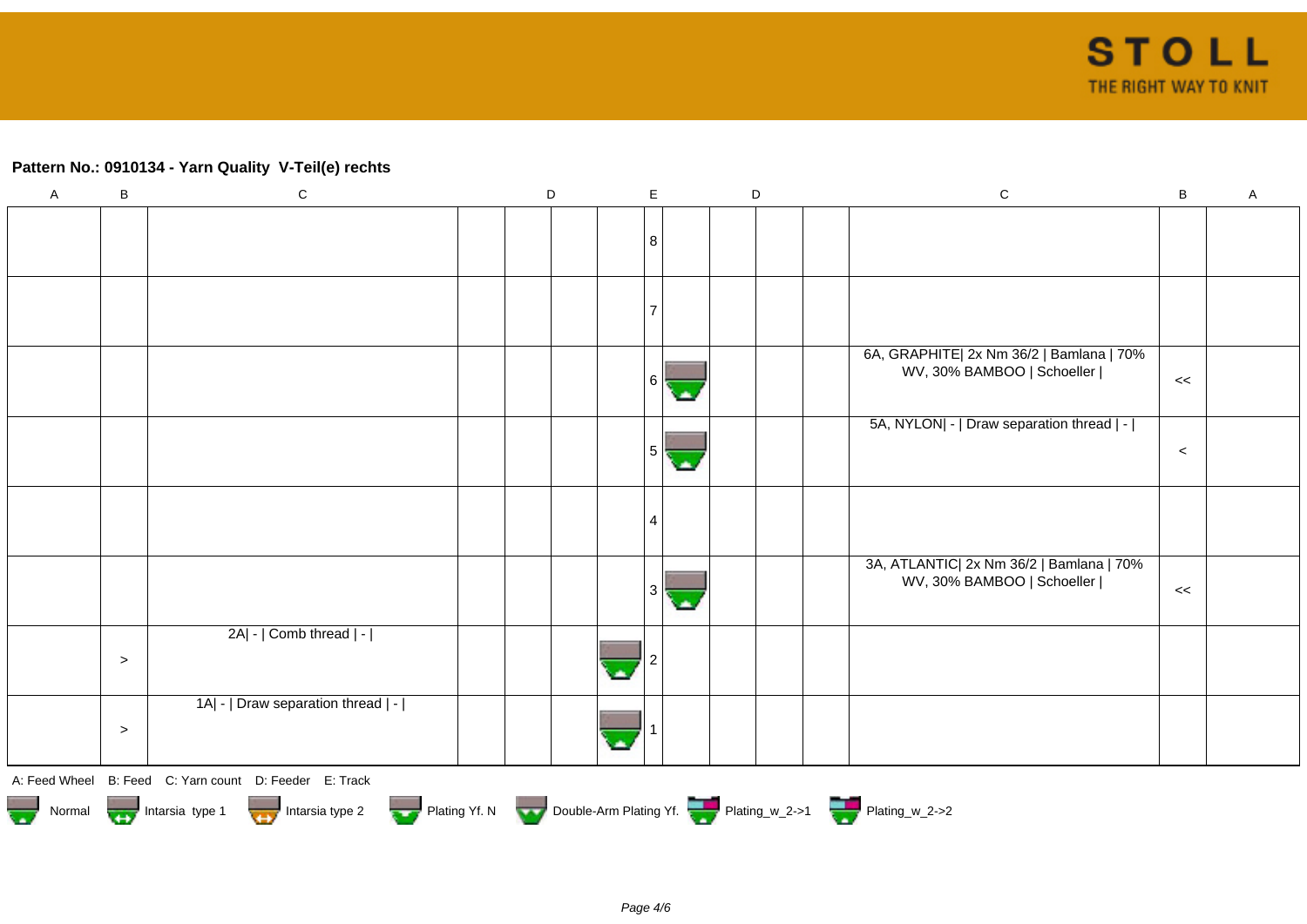**Pattern No.: 0910134 - Yarn Quality  V-Teil(e) rechts**

| A | B | C | D | D | D | D | E | D | D | D | D | C | B | A |
|---|---|---|---|---|---|---|---|---|---|---|---|---|---|---|
| | | | | | | | 8 | | | | | | | |
| | | | | | | | 7 | | | | | | | |
| | | | | | | | 6 | | | | | 6A, GRAPHITE\| 2x Nm 36/2 \| Bamlana \| 70% WV, 30% BAMBOO \| Schoeller \| | << | |
| | | | | | | | 5 | | | | | 5A, NYLON\| - \| Draw separation thread \| - \| | < | |
| | | | | | | | 4 | | | | | | | |
| | | | | | | | 3 | | | | | 3A, ATLANTIC\| 2x Nm 36/2 \| Bamlana \| 70% WV, 30% BAMBOO \| Schoeller \| | << | |
| | > | 2A\| - \| Comb thread \| - \| | | | | | 2 | | | | | | | |
| | > | 1A\| - \| Draw separation thread \| - \| | | | | | 1 | | | | | | | |

A: Feed Wheel   B: Feed   C: Yarn count   D: Feeder   E: Track

Normal   Intarsia type 1   Intarsia type 2   Plating Yf. N   Double-Arm Plating Yf.   Plating_w_2->1   Plating_w_2->2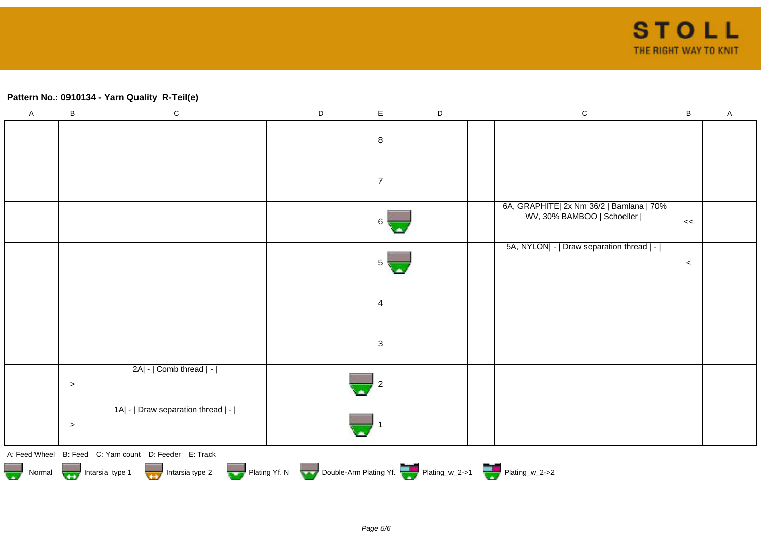**Pattern No.: 0910134 - Yarn Quality  R-Teil(e)**

| A | B | C | D | D | D | D | E | D | D | D | D | C | B | A |
|---|---|---|---|---|---|---|---|---|---|---|---|---|---|---|
| | | | | | | | 8 | | | | | | | |
| | | | | | | | 7 | | | | | | | |
| | | | | | | | 6 | | | | | 6A, GRAPHITE\| 2x Nm 36/2 \| Bamlana \| 70% WV, 30% BAMBOO \| Schoeller \| | << | |
| | | | | | | | 5 | | | | | 5A, NYLON\| - \| Draw separation thread \| - \| | < | |
| | | | | | | | 4 | | | | | | | |
| | | | | | | | 3 | | | | | | | |
| | > | 2A\| - \| Comb thread \| - \| | | | | | 2 | | | | | | | |
| | > | 1A\| - \| Draw separation thread \| - \| | | | | | 1 | | | | | | | |

A: Feed Wheel   B: Feed   C: Yarn count   D: Feeder   E: Track

Normal   Intarsia type 1   Intarsia type 2   Plating Yf. N   Double-Arm Plating Yf.   Plating_w_2->1   Plating_w_2->2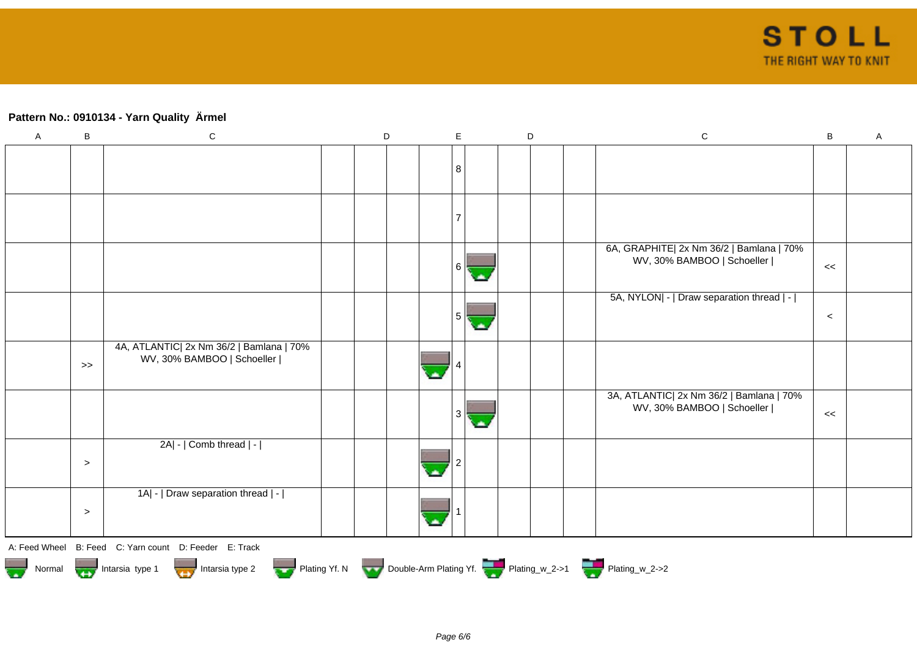**Pattern No.: 0910134 - Yarn Quality  Ärmel**

| A | B | C | D | D | D | D | E | D | D | D | D | C | B | A |
|---|---|---|---|---|---|---|---|---|---|---|---|---|---|---|
| | | | | | | | 8 | | | | | | | |
| | | | | | | | 7 | | | | | | | |
| | | | | | | | 6 | | | | | 6A, GRAPHITE\| 2x Nm 36/2 \| Bamlana \| 70% WV, 30% BAMBOO \| Schoeller \| | << | |
| | | | | | | | 5 | | | | | 5A, NYLON\| - \| Draw separation thread \| - \| | < | |
| | >> | 4A, ATLANTIC\| 2x Nm 36/2 \| Bamlana \| 70% WV, 30% BAMBOO \| Schoeller \| | | | | | 4 | | | | | | | |
| | | | | | | | 3 | | | | | 3A, ATLANTIC\| 2x Nm 36/2 \| Bamlana \| 70% WV, 30% BAMBOO \| Schoeller \| | << | |
| | > | 2A\| - \| Comb thread \| - \| | | | | | 2 | | | | | | | |
| | > | 1A\| - \| Draw separation thread \| - \| | | | | | 1 | | | | | | | |

A: Feed Wheel    B: Feed    C: Yarn count    D: Feeder    E: Track

Normal    Intarsia type 1    Intarsia type 2    Plating Yf. N    Double-Arm Plating Yf.    Plating_w_2->1    Plating_w_2->2